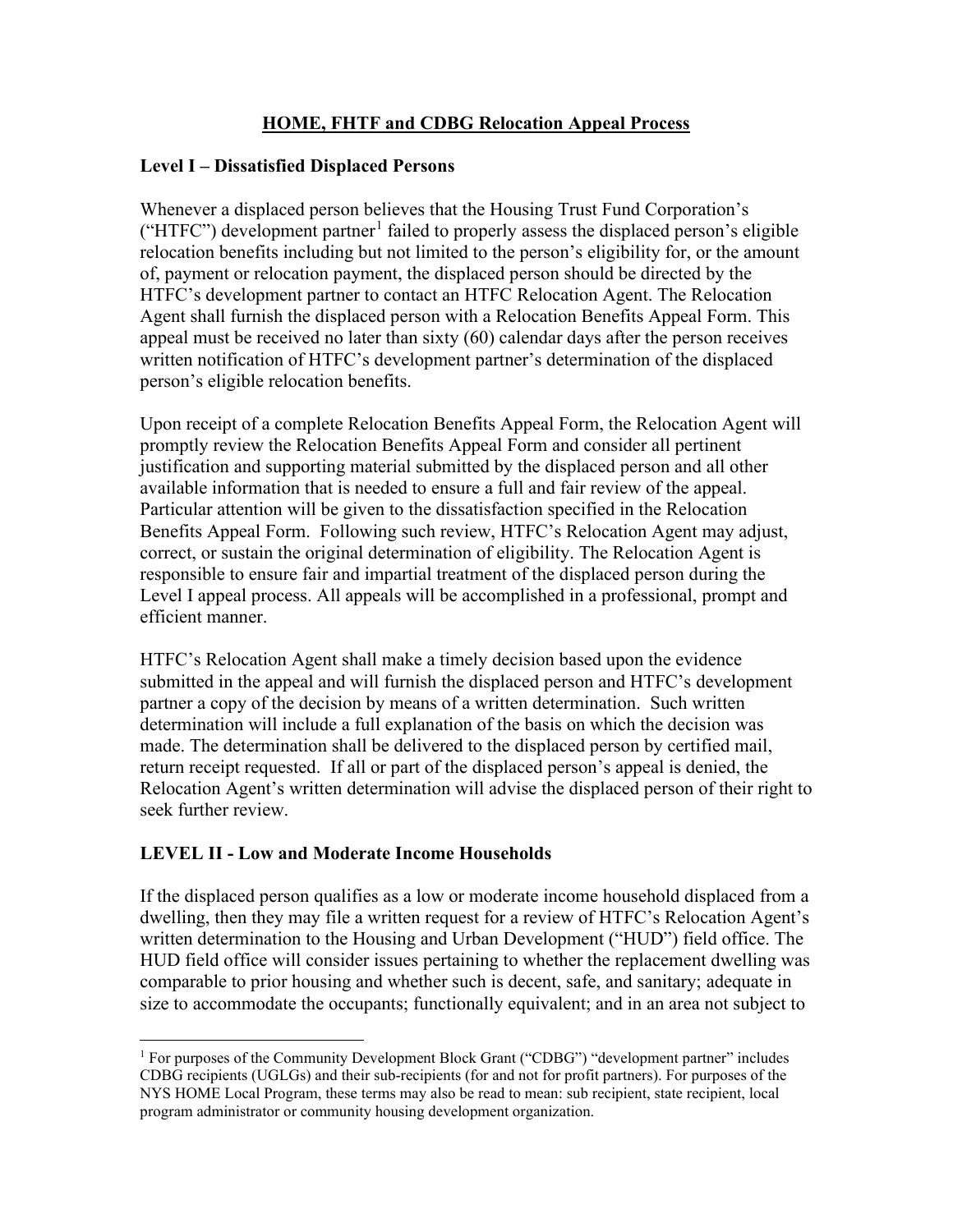# HOME, FHTF and CDBG Relocation Appeal Process

## Level I – Dissatisfied Displaced Persons

Whenever a displaced person believes that the Housing Trust Fund Corporation's ("HTFC") development partner[1] failed to properly assess the displaced person's eligible relocation benefits including but not limited to the person's eligibility for, or the amount of, payment or relocation payment, the displaced person should be directed by the HTFC's development partner to contact an HTFC Relocation Agent. The Relocation Agent shall furnish the displaced person with a Relocation Benefits Appeal Form. This appeal must be received no later than sixty (60) calendar days after the person receives written notification of HTFC's development partner's determination of the displaced person's eligible relocation benefits.

Upon receipt of a complete Relocation Benefits Appeal Form, the Relocation Agent will promptly review the Relocation Benefits Appeal Form and consider all pertinent justification and supporting material submitted by the displaced person and all other available information that is needed to ensure a full and fair review of the appeal. Particular attention will be given to the dissatisfaction specified in the Relocation Benefits Appeal Form. Following such review, HTFC's Relocation Agent may adjust, correct, or sustain the original determination of eligibility. The Relocation Agent is responsible to ensure fair and impartial treatment of the displaced person during the Level I appeal process. All appeals will be accomplished in a professional, prompt and efficient manner.

HTFC's Relocation Agent shall make a timely decision based upon the evidence submitted in the appeal and will furnish the displaced person and HTFC's development partner a copy of the decision by means of a written determination. Such written determination will include a full explanation of the basis on which the decision was made. The determination shall be delivered to the displaced person by certified mail, return receipt requested. If all or part of the displaced person's appeal is denied, the Relocation Agent's written determination will advise the displaced person of their right to seek further review.

## LEVEL II - Low and Moderate Income Households

If the displaced person qualifies as a low or moderate income household displaced from a dwelling, then they may file a written request for a review of HTFC's Relocation Agent's written determination to the Housing and Urban Development ("HUD") field office. The HUD field office will consider issues pertaining to whether the replacement dwelling was comparable to prior housing and whether such is decent, safe, and sanitary; adequate in size to accommodate the occupants; functionally equivalent; and in an area not subject to

---

[1] For purposes of the Community Development Block Grant ("CDBG") "development partner" includes CDBG recipients (UGLGs) and their sub-recipients (for and not for profit partners). For purposes of the NYS HOME Local Program, these terms may also be read to mean: sub recipient, state recipient, local program administrator or community housing development organization.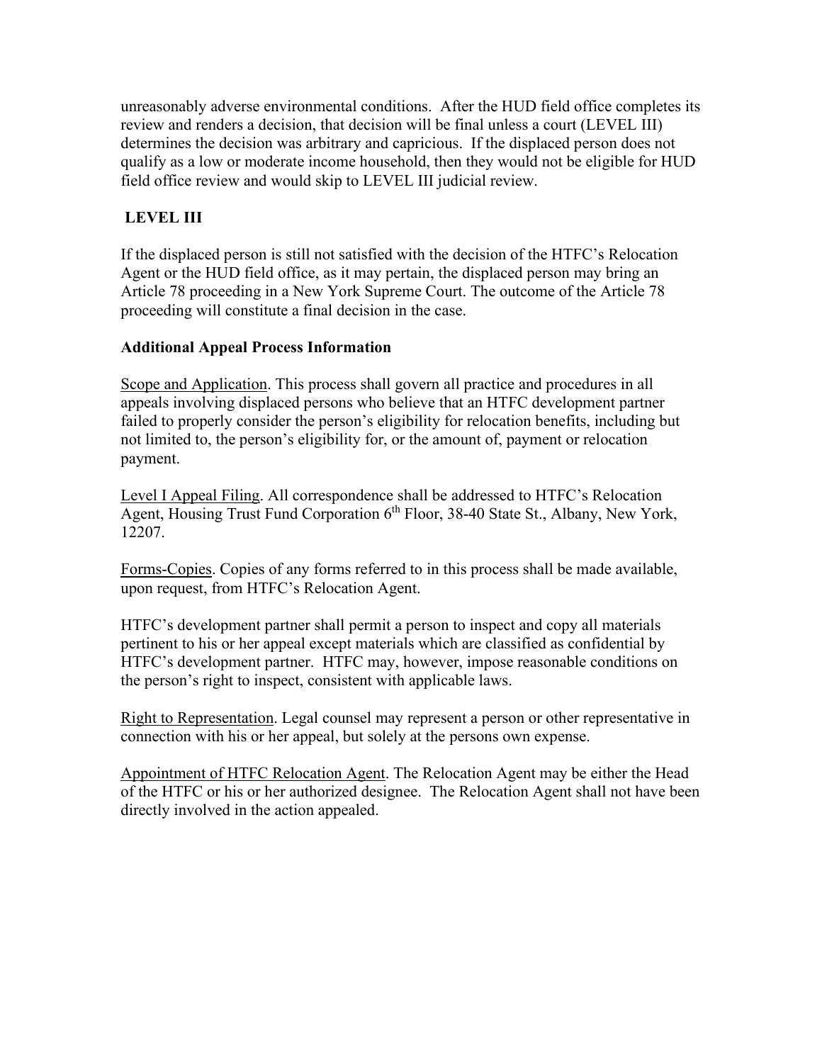unreasonably adverse environmental conditions. After the HUD field office completes its review and renders a decision, that decision will be final unless a court (LEVEL III) determines the decision was arbitrary and capricious. If the displaced person does not qualify as a low or moderate income household, then they would not be eligible for HUD field office review and would skip to LEVEL III judicial review.

**LEVEL III**

If the displaced person is still not satisfied with the decision of the HTFC's Relocation Agent or the HUD field office, as it may pertain, the displaced person may bring an Article 78 proceeding in a New York Supreme Court. The outcome of the Article 78 proceeding will constitute a final decision in the case.

**Additional Appeal Process Information**

Scope and Application. This process shall govern all practice and procedures in all appeals involving displaced persons who believe that an HTFC development partner failed to properly consider the person's eligibility for relocation benefits, including but not limited to, the person's eligibility for, or the amount of, payment or relocation payment.

Level I Appeal Filing. All correspondence shall be addressed to HTFC's Relocation Agent, Housing Trust Fund Corporation 6th Floor, 38-40 State St., Albany, New York, 12207.

Forms-Copies. Copies of any forms referred to in this process shall be made available, upon request, from HTFC's Relocation Agent.

HTFC's development partner shall permit a person to inspect and copy all materials pertinent to his or her appeal except materials which are classified as confidential by HTFC's development partner. HTFC may, however, impose reasonable conditions on the person's right to inspect, consistent with applicable laws.

Right to Representation. Legal counsel may represent a person or other representative in connection with his or her appeal, but solely at the persons own expense.

Appointment of HTFC Relocation Agent. The Relocation Agent may be either the Head of the HTFC or his or her authorized designee. The Relocation Agent shall not have been directly involved in the action appealed.